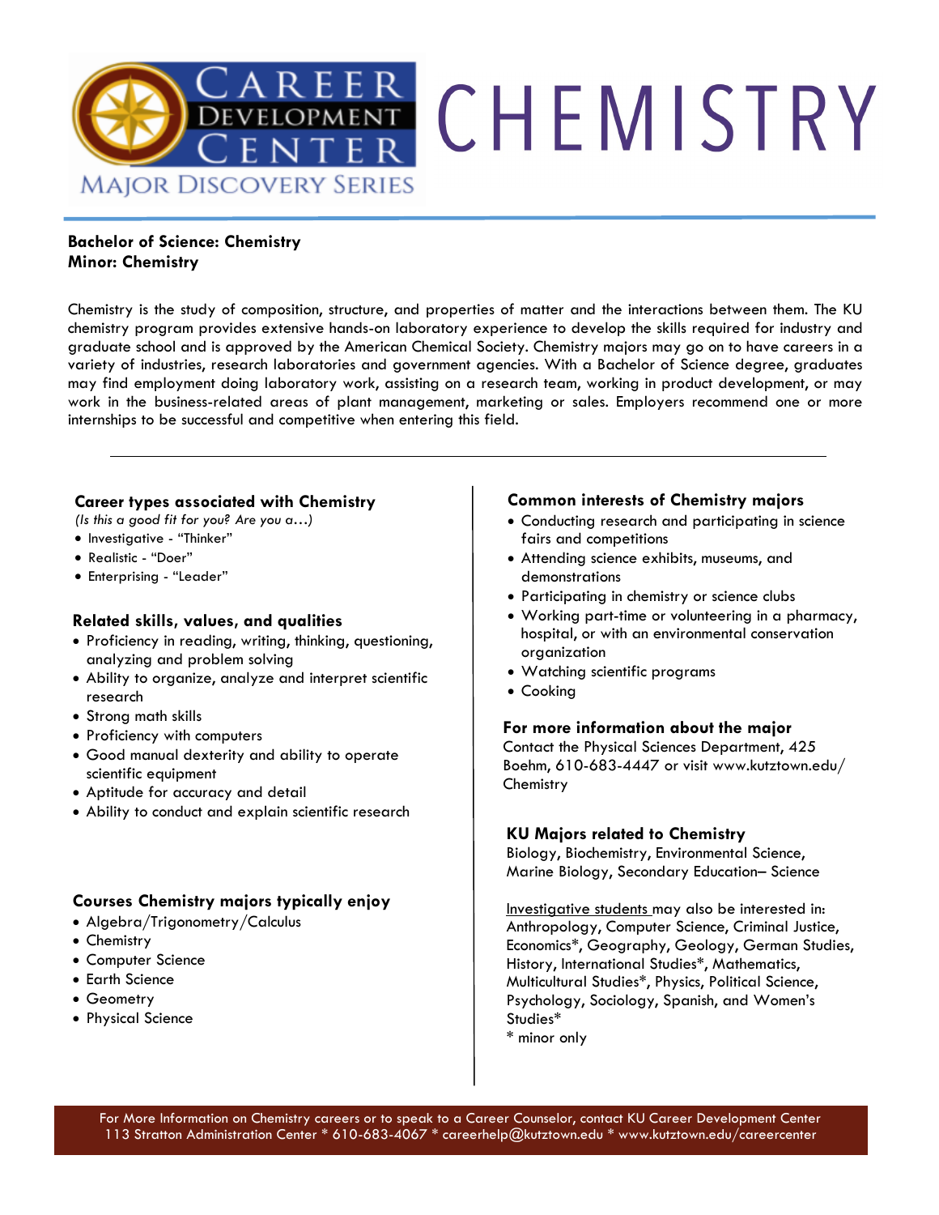# CAREER DEVELOPMENT CENTER — MAJOR DISCOVERY SERIES

# CHEMISTRY

**Bachelor of Science: Chemistry**
**Minor: Chemistry**

Chemistry is the study of composition, structure, and properties of matter and the interactions between them. The KU chemistry program provides extensive hands-on laboratory experience to develop the skills required for industry and graduate school and is approved by the American Chemical Society. Chemistry majors may go on to have careers in a variety of industries, research laboratories and government agencies. With a Bachelor of Science degree, graduates may find employment doing laboratory work, assisting on a research team, working in product development, or may work in the business-related areas of plant management, marketing or sales. Employers recommend one or more internships to be successful and competitive when entering this field.

---

## Career types associated with Chemistry

*(Is this a good fit for you? Are you a…)*

- Investigative - "Thinker"
- Realistic - "Doer"
- Enterprising - "Leader"

## Related skills, values, and qualities

- Proficiency in reading, writing, thinking, questioning, analyzing and problem solving
- Ability to organize, analyze and interpret scientific research
- Strong math skills
- Proficiency with computers
- Good manual dexterity and ability to operate scientific equipment
- Aptitude for accuracy and detail
- Ability to conduct and explain scientific research

## Courses Chemistry majors typically enjoy

- Algebra/Trigonometry/Calculus
- Chemistry
- Computer Science
- Earth Science
- Geometry
- Physical Science

## Common interests of Chemistry majors

- Conducting research and participating in science fairs and competitions
- Attending science exhibits, museums, and demonstrations
- Participating in chemistry or science clubs
- Working part-time or volunteering in a pharmacy, hospital, or with an environmental conservation organization
- Watching scientific programs
- Cooking

## For more information about the major

Contact the Physical Sciences Department, 425 Boehm, 610-683-4447 or visit www.kutztown.edu/Chemistry

## KU Majors related to Chemistry

Biology, Biochemistry, Environmental Science, Marine Biology, Secondary Education– Science

Investigative students may also be interested in: Anthropology, Computer Science, Criminal Justice, Economics*, Geography, Geology, German Studies, History, International Studies*, Mathematics, Multicultural Studies*, Physics, Political Science, Psychology, Sociology, Spanish, and Women's Studies*

\* minor only

For More Information on Chemistry careers or to speak to a Career Counselor, contact KU Career Development Center
113 Stratton Administration Center * 610-683-4067 * careerhelp@kutztown.edu * www.kutztown.edu/careercenter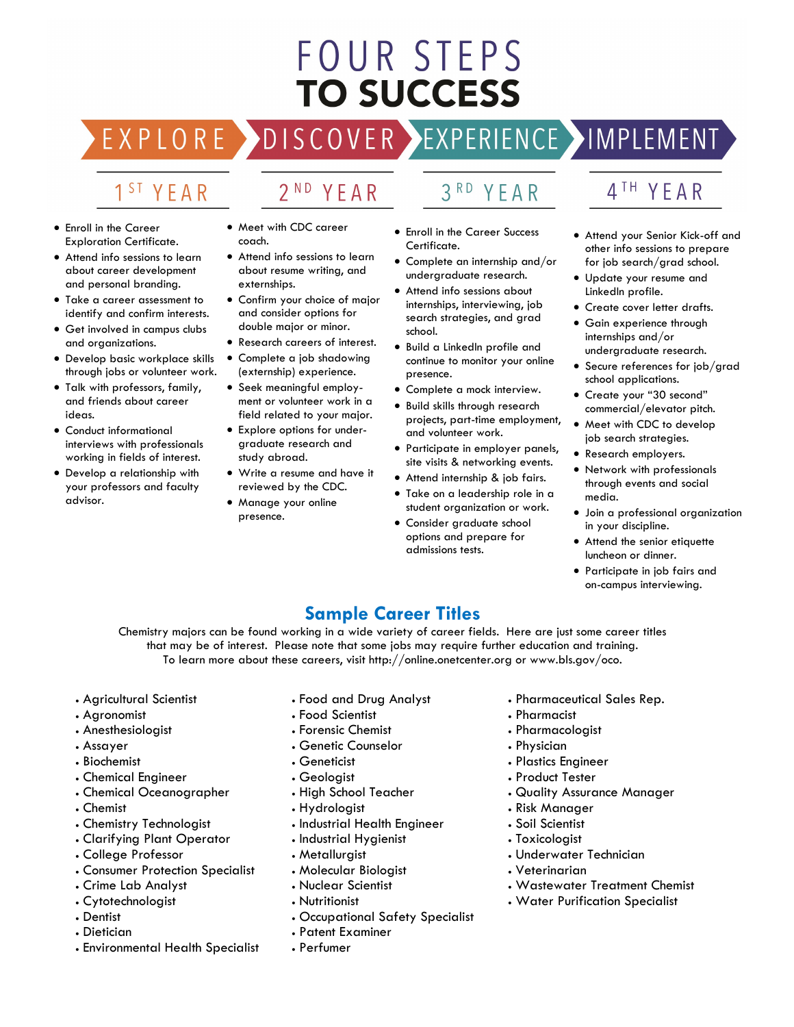# FOUR STEPS TO SUCCESS

EXPLORE | DISCOVER | EXPERIENCE | IMPLEMENT

## 1ST YEAR

- Enroll in the Career Exploration Certificate.
- Attend info sessions to learn about career development and personal branding.
- Take a career assessment to identify and confirm interests.
- Get involved in campus clubs and organizations.
- Develop basic workplace skills through jobs or volunteer work.
- Talk with professors, family, and friends about career ideas.
- Conduct informational interviews with professionals working in fields of interest.
- Develop a relationship with your professors and faculty advisor.

## 2ND YEAR

- Meet with CDC career coach.
- Attend info sessions to learn about resume writing, and externships.
- Confirm your choice of major and consider options for double major or minor.
- Research careers of interest.
- Complete a job shadowing (externship) experience.
- Seek meaningful employment or volunteer work in a field related to your major.
- Explore options for undergraduate research and study abroad.
- Write a resume and have it reviewed by the CDC.
- Manage your online presence.

## 3RD YEAR

- Enroll in the Career Success Certificate.
- Complete an internship and/or undergraduate research.
- Attend info sessions about internships, interviewing, job search strategies, and grad school.
- Build a LinkedIn profile and continue to monitor your online presence.
- Complete a mock interview.
- Build skills through research projects, part-time employment, and volunteer work.
- Participate in employer panels, site visits & networking events.
- Attend internship & job fairs.
- Take on a leadership role in a student organization or work.
- Consider graduate school options and prepare for admissions tests.

## 4TH YEAR

- Attend your Senior Kick-off and other info sessions to prepare for job search/grad school.
- Update your resume and LinkedIn profile.
- Create cover letter drafts.
- Gain experience through internships and/or undergraduate research.
- Secure references for job/grad school applications.
- Create your "30 second" commercial/elevator pitch.
- Meet with CDC to develop job search strategies.
- Research employers.
- Network with professionals through events and social media.
- Join a professional organization in your discipline.
- Attend the senior etiquette luncheon or dinner.
- Participate in job fairs and on-campus interviewing.

## Sample Career Titles

Chemistry majors can be found working in a wide variety of career fields. Here are just some career titles that may be of interest. Please note that some jobs may require further education and training. To learn more about these careers, visit http://online.onetcenter.org or www.bls.gov/oco.

- Agricultural Scientist
- Agronomist
- Anesthesiologist
- Assayer
- Biochemist
- Chemical Engineer
- Chemical Oceanographer
- Chemist
- Chemistry Technologist
- Clarifying Plant Operator
- College Professor
- Consumer Protection Specialist
- Crime Lab Analyst
- Cytotechnologist
- Dentist
- Dietician
- Environmental Health Specialist
- Food and Drug Analyst
- Food Scientist
- Forensic Chemist
- Genetic Counselor
- Geneticist
- Geologist
- High School Teacher
- Hydrologist
- Industrial Health Engineer
- Industrial Hygienist
- Metallurgist
- Molecular Biologist
- Nuclear Scientist
- Nutritionist
- Occupational Safety Specialist
- Patent Examiner
- Perfumer
- Pharmaceutical Sales Rep.
- Pharmacist
- Pharmacologist
- Physician
- Plastics Engineer
- Product Tester
- Quality Assurance Manager
- Risk Manager
- Soil Scientist
- Toxicologist
- Underwater Technician
- Veterinarian
- Wastewater Treatment Chemist
- Water Purification Specialist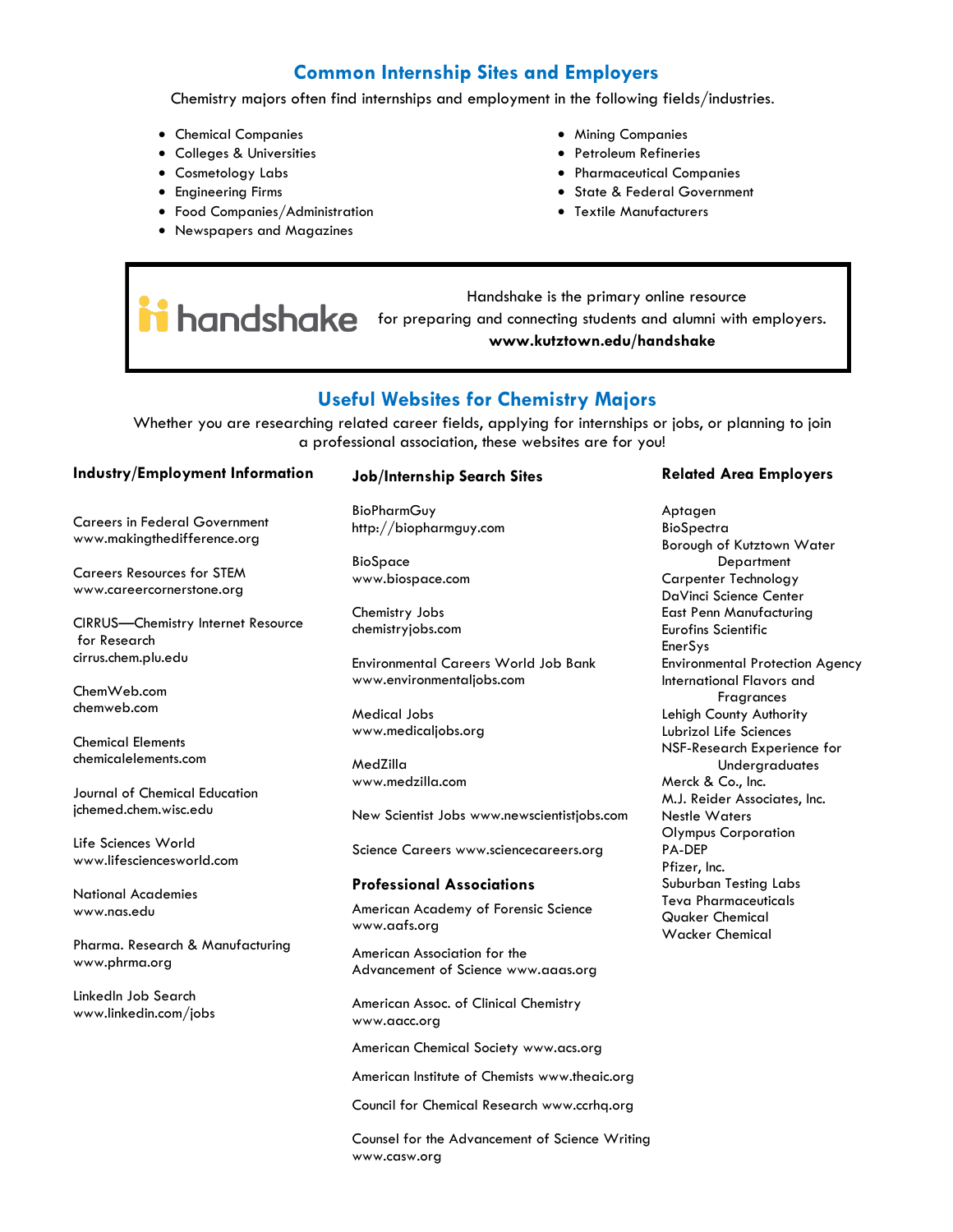## Common Internship Sites and Employers

Chemistry majors often find internships and employment in the following fields/industries.

- Chemical Companies
- Colleges & Universities
- Cosmetology Labs
- Engineering Firms
- Food Companies/Administration
- Newspapers and Magazines
- Mining Companies
- Petroleum Refineries
- Pharmaceutical Companies
- State & Federal Government
- Textile Manufacturers

handshake

Handshake is the primary online resource for preparing and connecting students and alumni with employers.
**www.kutztown.edu/handshake**

## Useful Websites for Chemistry Majors

Whether you are researching related career fields, applying for internships or jobs, or planning to join a professional association, these websites are for you!

### Industry/Employment Information

Careers in Federal Government
www.makingthedifference.org

Careers Resources for STEM
www.careercornerstone.org

CIRRUS—Chemistry Internet Resource for Research
cirrus.chem.plu.edu

ChemWeb.com
chemweb.com

Chemical Elements
chemicalelements.com

Journal of Chemical Education
jchemed.chem.wisc.edu

Life Sciences World
www.lifesciencesworld.com

National Academies
www.nas.edu

Pharma. Research & Manufacturing
www.phrma.org

LinkedIn Job Search
www.linkedin.com/jobs

### Job/Internship Search Sites

BioPharmGuy
http://biopharmguy.com

BioSpace
www.biospace.com

Chemistry Jobs
chemistryjobs.com

Environmental Careers World Job Bank
www.environmentaljobs.com

Medical Jobs
www.medicaljobs.org

MedZilla
www.medzilla.com

New Scientist Jobs www.newscientistjobs.com

Science Careers www.sciencecareers.org

### Professional Associations

American Academy of Forensic Science
www.aafs.org

American Association for the Advancement of Science www.aaas.org

American Assoc. of Clinical Chemistry
www.aacc.org

American Chemical Society www.acs.org

American Institute of Chemists www.theaic.org

Council for Chemical Research www.ccrhq.org

Counsel for the Advancement of Science Writing
www.casw.org

### Related Area Employers

Aptagen
BioSpectra
Borough of Kutztown Water Department
Carpenter Technology
DaVinci Science Center
East Penn Manufacturing
Eurofins Scientific
EnerSys
Environmental Protection Agency
International Flavors and Fragrances
Lehigh County Authority
Lubrizol Life Sciences
NSF-Research Experience for Undergraduates
Merck & Co., Inc.
M.J. Reider Associates, Inc.
Nestle Waters
Olympus Corporation
PA-DEP
Pfizer, Inc.
Suburban Testing Labs
Teva Pharmaceuticals
Quaker Chemical
Wacker Chemical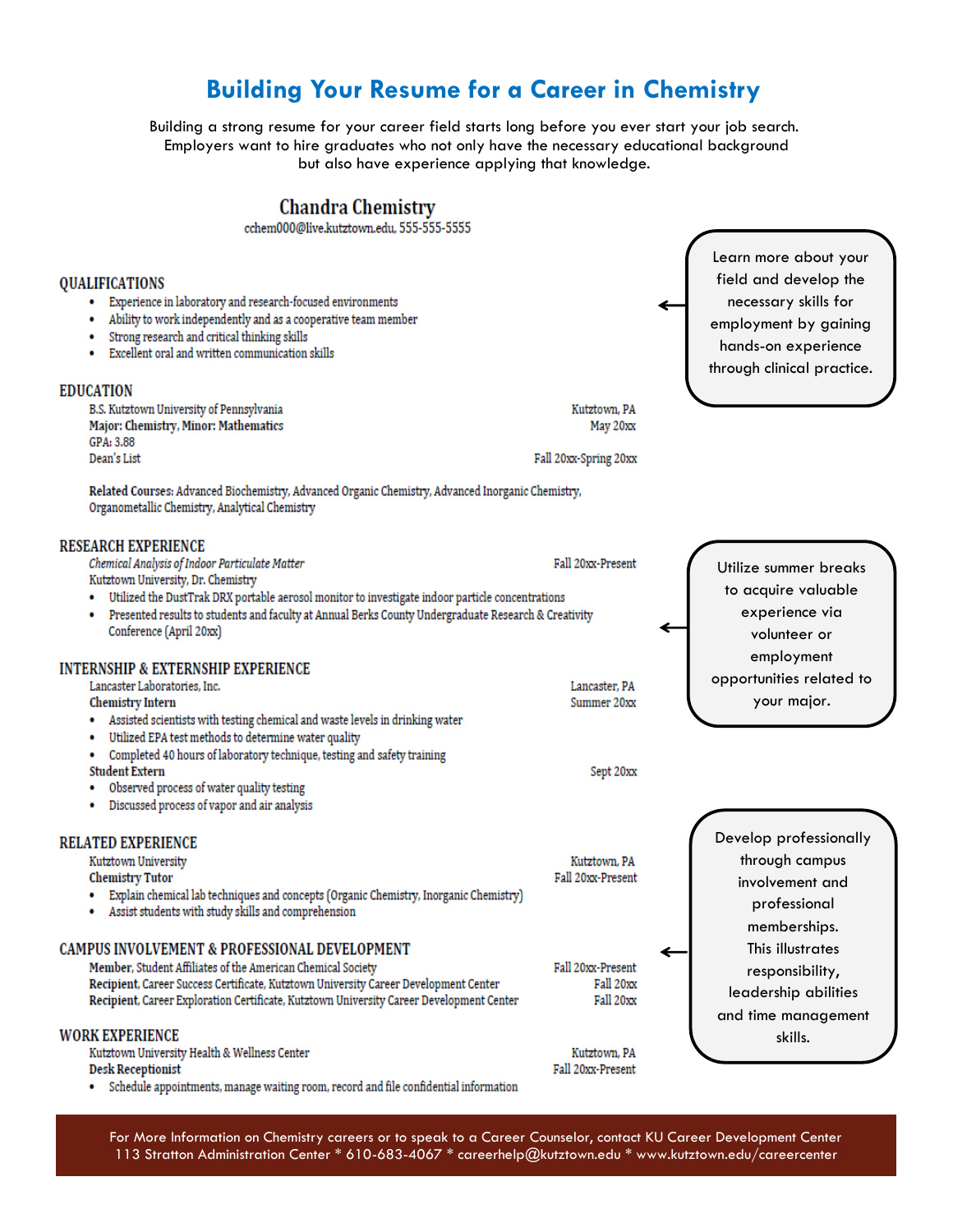# Building Your Resume for a Career in Chemistry

Building a strong resume for your career field starts long before you ever start your job search. Employers want to hire graduates who not only have the necessary educational background but also have experience applying that knowledge.

## Chandra Chemistry

cchem000@live.kutztown.edu, 555-555-5555

### QUALIFICATIONS

- Experience in laboratory and research-focused environments
- Ability to work independently and as a cooperative team member
- Strong research and critical thinking skills
- Excellent oral and written communication skills

> Learn more about your field and develop the necessary skills for employment by gaining hands-on experience through clinical practice.

### EDUCATION

B.S. Kutztown University of Pennsylvania — Kutztown, PA
**Major: Chemistry, Minor: Mathematics** — May 20xx
GPA: 3.88
Dean's List — Fall 20xx-Spring 20xx

**Related Courses:** Advanced Biochemistry, Advanced Organic Chemistry, Advanced Inorganic Chemistry, Organometallic Chemistry, Analytical Chemistry

### RESEARCH EXPERIENCE

*Chemical Analysis of Indoor Particulate Matter* — Fall 20xx-Present
Kutztown University, Dr. Chemistry

- Utilized the DustTrak DRX portable aerosol monitor to investigate indoor particle concentrations
- Presented results to students and faculty at Annual Berks County Undergraduate Research & Creativity Conference (April 20xx)

> Utilize summer breaks to acquire valuable experience via volunteer or employment opportunities related to your major.

### INTERNSHIP & EXTERNSHIP EXPERIENCE

Lancaster Laboratories, Inc. — Lancaster, PA
**Chemistry Intern** — Summer 20xx

- Assisted scientists with testing chemical and waste levels in drinking water
- Utilized EPA test methods to determine water quality
- Completed 40 hours of laboratory technique, testing and safety training

**Student Extern** — Sept 20xx

- Observed process of water quality testing
- Discussed process of vapor and air analysis

### RELATED EXPERIENCE

Kutztown University — Kutztown, PA
**Chemistry Tutor** — Fall 20xx-Present

- Explain chemical lab techniques and concepts (Organic Chemistry, Inorganic Chemistry)
- Assist students with study skills and comprehension

### CAMPUS INVOLVEMENT & PROFESSIONAL DEVELOPMENT

**Member**, Student Affiliates of the American Chemical Society — Fall 20xx-Present
**Recipient**, Career Success Certificate, Kutztown University Career Development Center — Fall 20xx
**Recipient**, Career Exploration Certificate, Kutztown University Career Development Center — Fall 20xx

> Develop professionally through campus involvement and professional memberships. This illustrates responsibility, leadership abilities and time management skills.

### WORK EXPERIENCE

Kutztown University Health & Wellness Center — Kutztown, PA
**Desk Receptionist** — Fall 20xx-Present

- Schedule appointments, manage waiting room, record and file confidential information

For More Information on Chemistry careers or to speak to a Career Counselor, contact KU Career Development Center
113 Stratton Administration Center * 610-683-4067 * careerhelp@kutztown.edu * www.kutztown.edu/careercenter